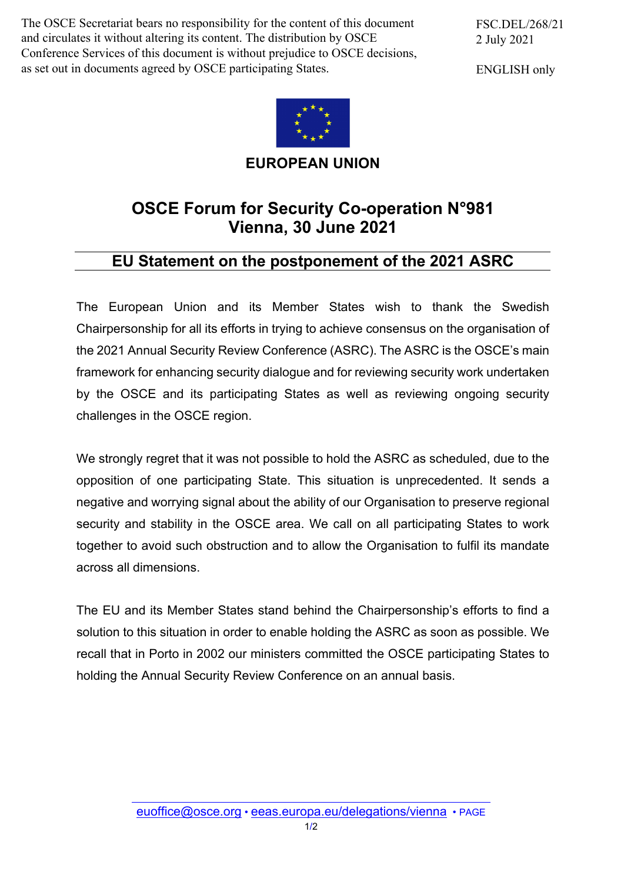The OSCE Secretariat bears no responsibility for the content of this document and circulates it without altering its content. The distribution by OSCE Conference Services of this document is without prejudice to OSCE decisions, as set out in documents agreed by OSCE participating States.

FSC.DEL/268/21
2 July 2021

ENGLISH only

**EUROPEAN UNION**

# OSCE Forum for Security Co-operation N°981
# Vienna, 30 June 2021

## EU Statement on the postponement of the 2021 ASRC

The European Union and its Member States wish to thank the Swedish Chairpersonship for all its efforts in trying to achieve consensus on the organisation of the 2021 Annual Security Review Conference (ASRC). The ASRC is the OSCE's main framework for enhancing security dialogue and for reviewing security work undertaken by the OSCE and its participating States as well as reviewing ongoing security challenges in the OSCE region.

We strongly regret that it was not possible to hold the ASRC as scheduled, due to the opposition of one participating State. This situation is unprecedented. It sends a negative and worrying signal about the ability of our Organisation to preserve regional security and stability in the OSCE area. We call on all participating States to work together to avoid such obstruction and to allow the Organisation to fulfil its mandate across all dimensions.

The EU and its Member States stand behind the Chairpersonship's efforts to find a solution to this situation in order to enable holding the ASRC as soon as possible. We recall that in Porto in 2002 our ministers committed the OSCE participating States to holding the Annual Security Review Conference on an annual basis.

euoffice@osce.org • eeas.europa.eu/delegations/vienna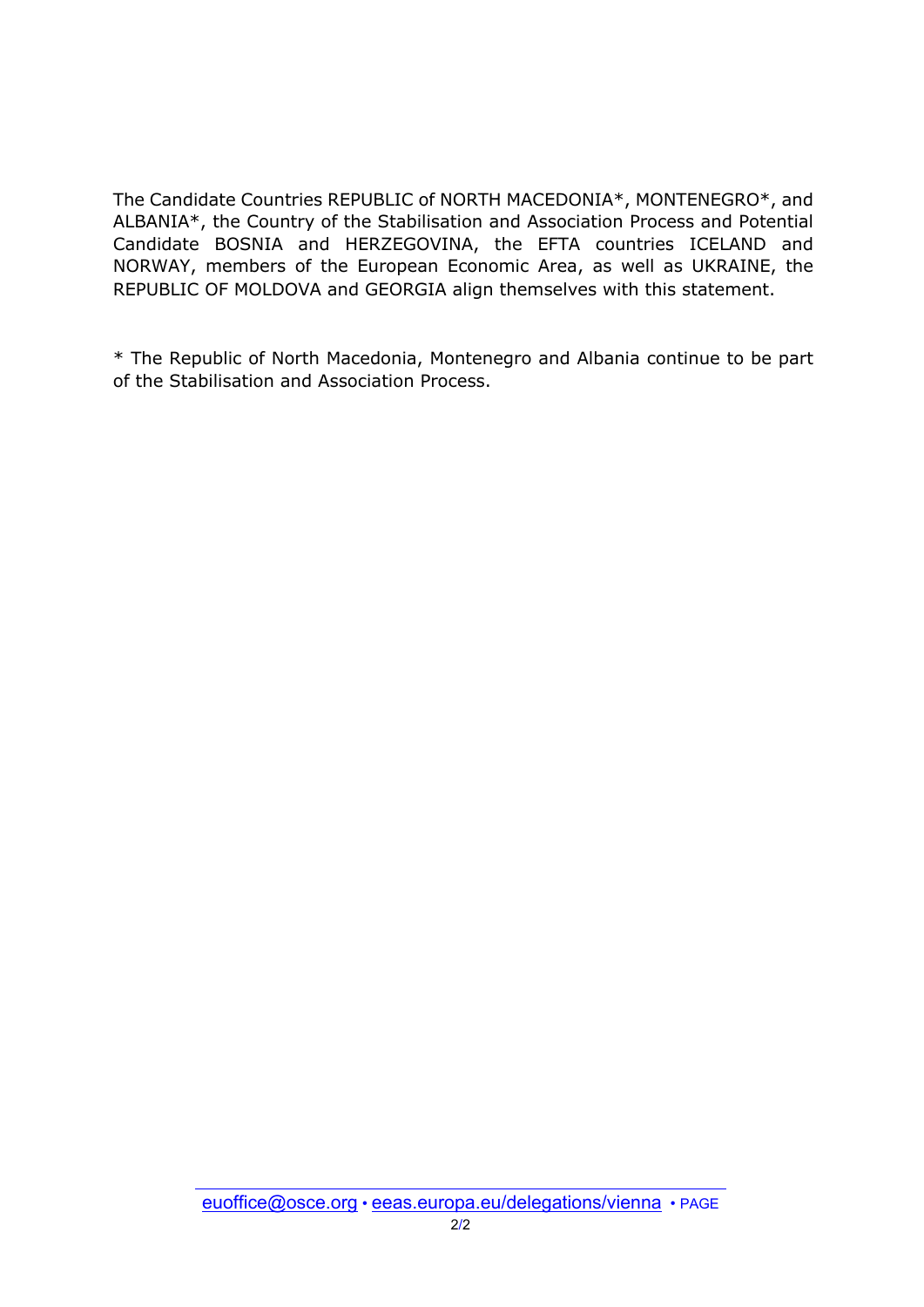The Candidate Countries REPUBLIC of NORTH MACEDONIA*, MONTENEGRO*, and ALBANIA*, the Country of the Stabilisation and Association Process and Potential Candidate BOSNIA and HERZEGOVINA, the EFTA countries ICELAND and NORWAY, members of the European Economic Area, as well as UKRAINE, the REPUBLIC OF MOLDOVA and GEORGIA align themselves with this statement.

* The Republic of North Macedonia, Montenegro and Albania continue to be part of the Stabilisation and Association Process.